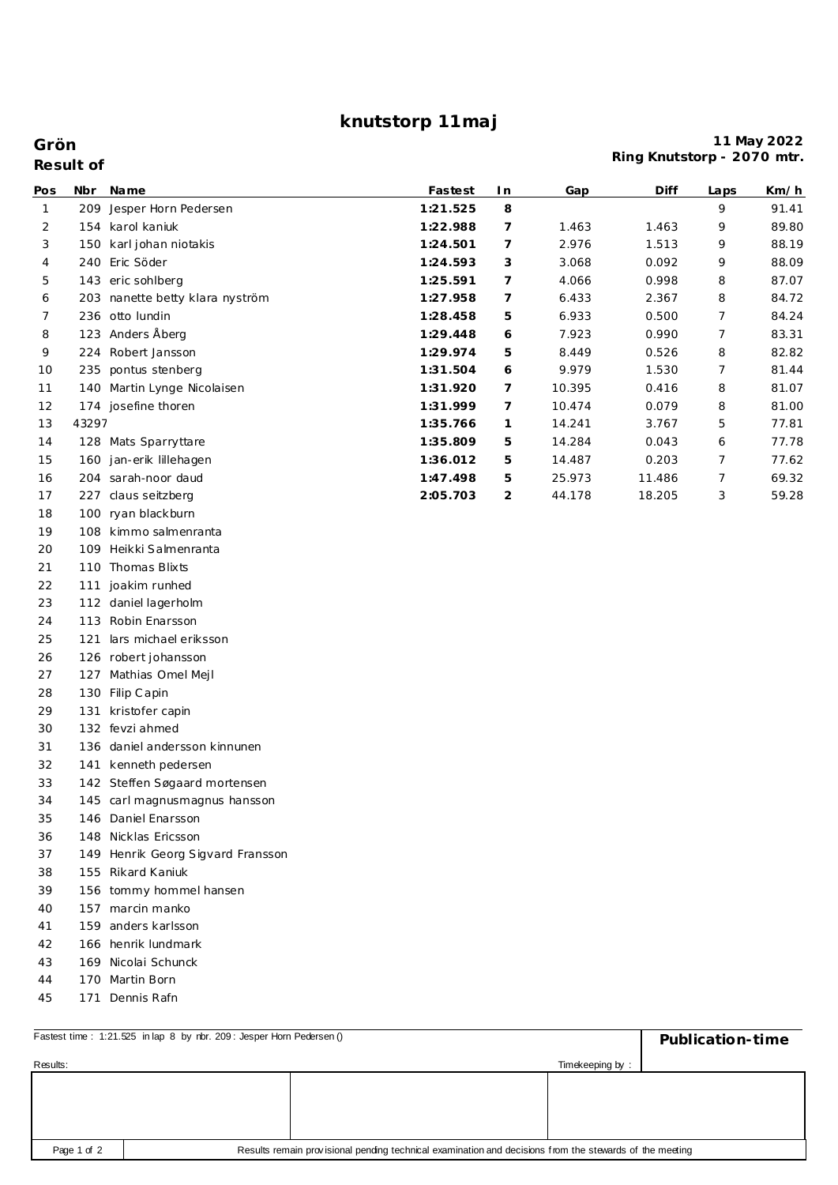# knutstorp 11maj

**Grön**
**Result of**

**11 May 2022**
**Ring Knutstorp - 2070 mtr.**

| Pos | Nbr | Name | Fastest | In | Gap | Diff | Laps | Km/h |
|---|---|---|---|---|---|---|---|---|
| 1 | 209 | Jesper Horn Pedersen | **1:21.525** | **8** | | | 9 | 91.41 |
| 2 | 154 | karol kaniuk | **1:22.988** | **7** | 1.463 | 1.463 | 9 | 89.80 |
| 3 | 150 | karl johan niotakis | **1:24.501** | **7** | 2.976 | 1.513 | 9 | 88.19 |
| 4 | 240 | Eric Söder | **1:24.593** | **3** | 3.068 | 0.092 | 9 | 88.09 |
| 5 | 143 | eric sohlberg | **1:25.591** | **7** | 4.066 | 0.998 | 8 | 87.07 |
| 6 | 203 | nanette betty klara nyström | **1:27.958** | **7** | 6.433 | 2.367 | 8 | 84.72 |
| 7 | 236 | otto lundin | **1:28.458** | **5** | 6.933 | 0.500 | 7 | 84.24 |
| 8 | 123 | Anders Åberg | **1:29.448** | **6** | 7.923 | 0.990 | 7 | 83.31 |
| 9 | 224 | Robert Jansson | **1:29.974** | **5** | 8.449 | 0.526 | 8 | 82.82 |
| 10 | 235 | pontus stenberg | **1:31.504** | **6** | 9.979 | 1.530 | 7 | 81.44 |
| 11 | 140 | Martin Lynge Nicolaisen | **1:31.920** | **7** | 10.395 | 0.416 | 8 | 81.07 |
| 12 | 174 | josefine thoren | **1:31.999** | **7** | 10.474 | 0.079 | 8 | 81.00 |
| 13 | 43297 | | **1:35.766** | **1** | 14.241 | 3.767 | 5 | 77.81 |
| 14 | 128 | Mats Sparryttare | **1:35.809** | **5** | 14.284 | 0.043 | 6 | 77.78 |
| 15 | 160 | jan-erik lillehagen | **1:36.012** | **5** | 14.487 | 0.203 | 7 | 77.62 |
| 16 | 204 | sarah-noor daud | **1:47.498** | **5** | 25.973 | 11.486 | 7 | 69.32 |
| 17 | 227 | claus seitzberg | **2:05.703** | **2** | 44.178 | 18.205 | 3 | 59.28 |
| 18 | 100 | ryan blackburn | | | | | | |
| 19 | 108 | kimmo salmenranta | | | | | | |
| 20 | 109 | Heikki Salmenranta | | | | | | |
| 21 | 110 | Thomas Blixts | | | | | | |
| 22 | 111 | joakim runhed | | | | | | |
| 23 | 112 | daniel lagerholm | | | | | | |
| 24 | 113 | Robin Enarsson | | | | | | |
| 25 | 121 | lars michael eriksson | | | | | | |
| 26 | 126 | robert johansson | | | | | | |
| 27 | 127 | Mathias Omel Mejl | | | | | | |
| 28 | 130 | Filip Capin | | | | | | |
| 29 | 131 | kristofer capin | | | | | | |
| 30 | 132 | fevzi ahmed | | | | | | |
| 31 | 136 | daniel andersson kinnunen | | | | | | |
| 32 | 141 | kenneth pedersen | | | | | | |
| 33 | 142 | Steffen Søgaard mortensen | | | | | | |
| 34 | 145 | carl magnusmagnus hansson | | | | | | |
| 35 | 146 | Daniel Enarsson | | | | | | |
| 36 | 148 | Nicklas Ericsson | | | | | | |
| 37 | 149 | Henrik Georg Sigvard Fransson | | | | | | |
| 38 | 155 | Rikard Kaniuk | | | | | | |
| 39 | 156 | tommy hommel hansen | | | | | | |
| 40 | 157 | marcin manko | | | | | | |
| 41 | 159 | anders karlsson | | | | | | |
| 42 | 166 | henrik lundmark | | | | | | |
| 43 | 169 | Nicolai Schunck | | | | | | |
| 44 | 170 | Martin Born | | | | | | |
| 45 | 171 | Dennis Rafn | | | | | | |

Fastest time : 1:21.525 in lap 8 by nbr. 209 : Jesper Horn Pedersen ()

**Publication-time**

Results:

Timekeeping by :

Results remain provisional pending technical examination and decisions from the stewards of the meeting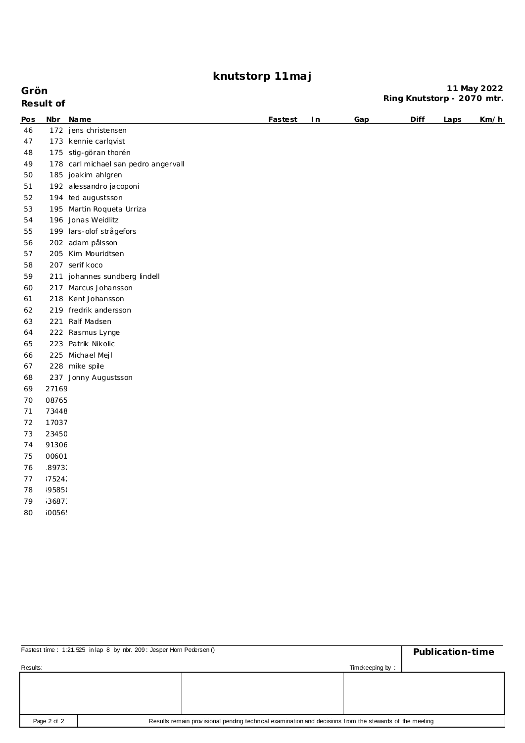# knutstorp 11maj

**Grön**
**Result of**

**11 May 2022**
**Ring Knutstorp - 2070 mtr.**

| Pos | Nbr | Name | Fastest | In | Gap | Diff | Laps | Km/h |
|---|---|---|---|---|---|---|---|---|
| 46 | 172 | jens christensen | | | | | | |
| 47 | 173 | kennie carlqvist | | | | | | |
| 48 | 175 | stig-göran thorén | | | | | | |
| 49 | 178 | carl michael san pedro angervall | | | | | | |
| 50 | 185 | joakim ahlgren | | | | | | |
| 51 | 192 | alessandro jacoponi | | | | | | |
| 52 | 194 | ted augustsson | | | | | | |
| 53 | 195 | Martin Roqueta Urriza | | | | | | |
| 54 | 196 | Jonas Weidlitz | | | | | | |
| 55 | 199 | lars-olof strågefors | | | | | | |
| 56 | 202 | adam pålsson | | | | | | |
| 57 | 205 | Kim Mouridtsen | | | | | | |
| 58 | 207 | serif koco | | | | | | |
| 59 | 211 | johannes sundberg lindell | | | | | | |
| 60 | 217 | Marcus Johansson | | | | | | |
| 61 | 218 | Kent Johansson | | | | | | |
| 62 | 219 | fredrik andersson | | | | | | |
| 63 | 221 | Ralf Madsen | | | | | | |
| 64 | 222 | Rasmus Lynge | | | | | | |
| 65 | 223 | Patrik Nikolic | | | | | | |
| 66 | 225 | Michael Mejl | | | | | | |
| 67 | 228 | mike spile | | | | | | |
| 68 | 237 | Jonny Augustsson | | | | | | |
| 69 | 27169 | | | | | | | |
| 70 | 08765 | | | | | | | |
| 71 | 73448 | | | | | | | |
| 72 | 17037 | | | | | | | |
| 73 | 23450 | | | | | | | |
| 74 | 91306 | | | | | | | |
| 75 | 00601 | | | | | | | |
| 76 | .8973. | | | | | | | |
| 77 | 37524. | | | | | | | |
| 78 | 19585( | | | | | | | |
| 79 | 36873 | | | | | | | |
| 80 | 30056! | | | | | | | |

Fastest time : 1:21.525 in lap 8 by nbr. 209 : Jesper Horn Pedersen ()

**Publication-time**

Results:

Timekeeping by :

Results remain provisional pending technical examination and decisions from the stewards of the meeting